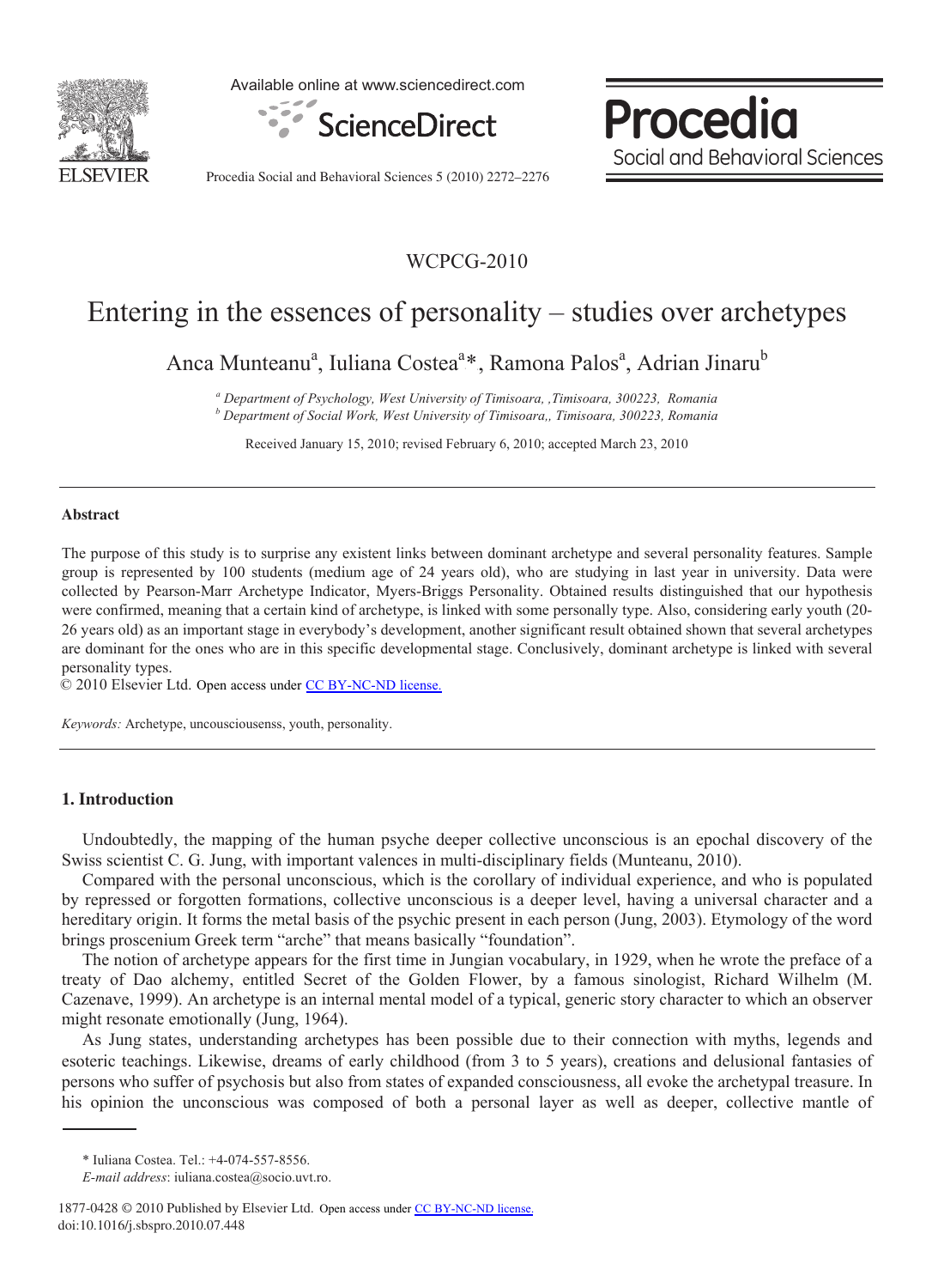WCPCG-2010

# Entering in the essences of personality – studies over archetypes

Anca Munteanu[a], Iuliana Costea[a]*, Ramona Palos[a], Adrian Jinaru[b]

[a] *Department of Psychology, West University of Timisoara, ,Timisoara, 300223, Romania*
[b] *Department of Social Work, West University of Timisoara,, Timisoara, 300223, Romania*

Received January 15, 2010; revised February 6, 2010; accepted March 23, 2010

---

**Abstract**

The purpose of this study is to surprise any existent links between dominant archetype and several personality features. Sample group is represented by 100 students (medium age of 24 years old), who are studying in last year in university. Data were collected by Pearson-Marr Archetype Indicator, Myers-Briggs Personality. Obtained results distinguished that our hypothesis were confirmed, meaning that a certain kind of archetype, is linked with some personally type. Also, considering early youth (20-26 years old) as an important stage in everybody's development, another significant result obtained shown that several archetypes are dominant for the ones who are in this specific developmental stage. Conclusively, dominant archetype is linked with several personality types.

© 2010 Elsevier Ltd. Open access under CC BY-NC-ND license.

*Keywords:* Archetype, uncousciousenss, youth, personality.

---

## 1. Introduction

Undoubtedly, the mapping of the human psyche deeper collective unconscious is an epochal discovery of the Swiss scientist C. G. Jung, with important valences in multi-disciplinary fields (Munteanu, 2010).

Compared with the personal unconscious, which is the corollary of individual experience, and who is populated by repressed or forgotten formations, collective unconscious is a deeper level, having a universal character and a hereditary origin. It forms the metal basis of the psychic present in each person (Jung, 2003). Etymology of the word brings proscenium Greek term "arche" that means basically "foundation".

The notion of archetype appears for the first time in Jungian vocabulary, in 1929, when he wrote the preface of a treaty of Dao alchemy, entitled Secret of the Golden Flower, by a famous sinologist, Richard Wilhelm (M. Cazenave, 1999). An archetype is an internal mental model of a typical, generic story character to which an observer might resonate emotionally (Jung, 1964).

As Jung states, understanding archetypes has been possible due to their connection with myths, legends and esoteric teachings. Likewise, dreams of early childhood (from 3 to 5 years), creations and delusional fantasies of persons who suffer of psychosis but also from states of expanded consciousness, all evoke the archetypal treasure. In his opinion the unconscious was composed of both a personal layer as well as deeper, collective mantle of

---

\* Iuliana Costea. Tel.: +4-074-557-8556.
*E-mail address*: iuliana.costea@socio.uvt.ro.

1877-0428 © 2010 Published by Elsevier Ltd. Open access under CC BY-NC-ND license.
doi:10.1016/j.sbspro.2010.07.448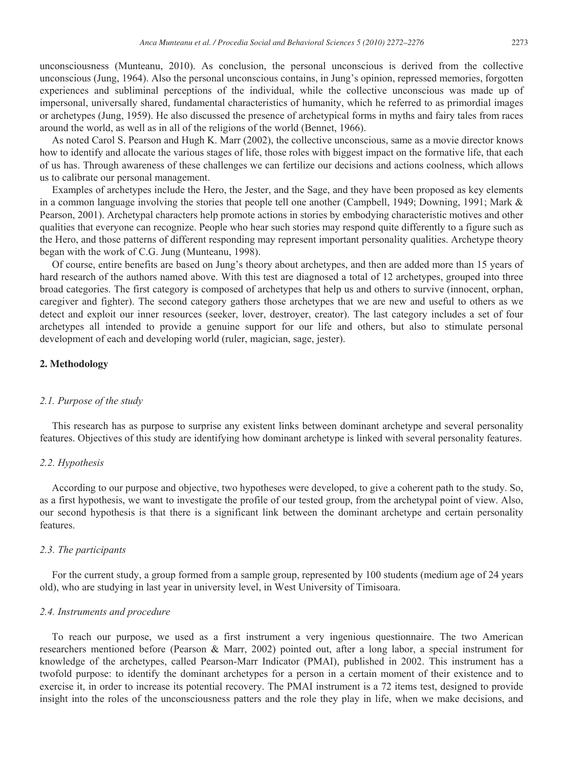unconsciousness (Munteanu, 2010). As conclusion, the personal unconscious is derived from the collective unconscious (Jung, 1964). Also the personal unconscious contains, in Jung's opinion, repressed memories, forgotten experiences and subliminal perceptions of the individual, while the collective unconscious was made up of impersonal, universally shared, fundamental characteristics of humanity, which he referred to as primordial images or archetypes (Jung, 1959). He also discussed the presence of archetypical forms in myths and fairy tales from races around the world, as well as in all of the religions of the world (Bennet, 1966).

As noted Carol S. Pearson and Hugh K. Marr (2002), the collective unconscious, same as a movie director knows how to identify and allocate the various stages of life, those roles with biggest impact on the formative life, that each of us has. Through awareness of these challenges we can fertilize our decisions and actions coolness, which allows us to calibrate our personal management.

Examples of archetypes include the Hero, the Jester, and the Sage, and they have been proposed as key elements in a common language involving the stories that people tell one another (Campbell, 1949; Downing, 1991; Mark & Pearson, 2001). Archetypal characters help promote actions in stories by embodying characteristic motives and other qualities that everyone can recognize. People who hear such stories may respond quite differently to a figure such as the Hero, and those patterns of different responding may represent important personality qualities. Archetype theory began with the work of C.G. Jung (Munteanu, 1998).

Of course, entire benefits are based on Jung's theory about archetypes, and then are added more than 15 years of hard research of the authors named above. With this test are diagnosed a total of 12 archetypes, grouped into three broad categories. The first category is composed of archetypes that help us and others to survive (innocent, orphan, caregiver and fighter). The second category gathers those archetypes that we are new and useful to others as we detect and exploit our inner resources (seeker, lover, destroyer, creator). The last category includes a set of four archetypes all intended to provide a genuine support for our life and others, but also to stimulate personal development of each and developing world (ruler, magician, sage, jester).

## 2. Methodology

### *2.1. Purpose of the study*

This research has as purpose to surprise any existent links between dominant archetype and several personality features. Objectives of this study are identifying how dominant archetype is linked with several personality features.

### *2.2. Hypothesis*

According to our purpose and objective, two hypotheses were developed, to give a coherent path to the study. So, as a first hypothesis, we want to investigate the profile of our tested group, from the archetypal point of view. Also, our second hypothesis is that there is a significant link between the dominant archetype and certain personality features.

### *2.3. The participants*

For the current study, a group formed from a sample group, represented by 100 students (medium age of 24 years old), who are studying in last year in university level, in West University of Timisoara.

### *2.4. Instruments and procedure*

To reach our purpose, we used as a first instrument a very ingenious questionnaire. The two American researchers mentioned before (Pearson & Marr, 2002) pointed out, after a long labor, a special instrument for knowledge of the archetypes, called Pearson-Marr Indicator (PMAI), published in 2002. This instrument has a twofold purpose: to identify the dominant archetypes for a person in a certain moment of their existence and to exercise it, in order to increase its potential recovery. The PMAI instrument is a 72 items test, designed to provide insight into the roles of the unconsciousness patters and the role they play in life, when we make decisions, and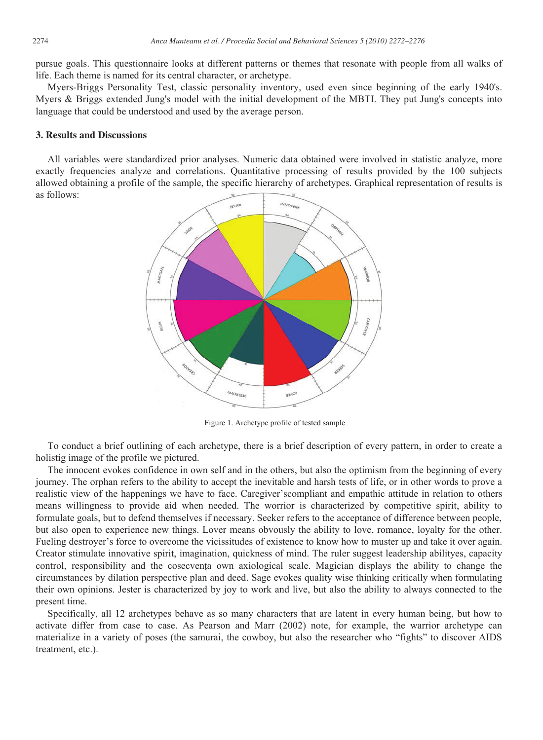pursue goals. This questionnaire looks at different patterns or themes that resonate with people from all walks of life. Each theme is named for its central character, or archetype.

Myers-Briggs Personality Test, classic personality inventory, used even since beginning of the early 1940's. Myers & Briggs extended Jung's model with the initial development of the MBTI. They put Jung's concepts into language that could be understood and used by the average person.

### 3. Results and Discussions

All variables were standardized prior analyses. Numeric data obtained were involved in statistic analyze, more exactly frequencies analyze and correlations. Quantitative processing of results provided by the 100 subjects allowed obtaining a profile of the sample, the specific hierarchy of archetypes. Graphical representation of results is as follows:

Figure 1. Archetype profile of tested sample

To conduct a brief outlining of each archetype, there is a brief description of every pattern, in order to create a holistig image of the profile we pictured.

The innocent evokes confidence in own self and in the others, but also the optimism from the beginning of every journey. The orphan refers to the ability to accept the inevitable and harsh tests of life, or in other words to prove a realistic view of the happenings we have to face. Caregiver'scompliant and empathic attitude in relation to others means willingness to provide aid when needed. The worrior is characterized by competitive spirit, ability to formulate goals, but to defend themselves if necessary. Seeker refers to the acceptance of difference between people, but also open to experience new things. Lover means obvously the ability to love, romance, loyalty for the other. Fueling destroyer's force to overcome the vicissitudes of existence to know how to muster up and take it over again. Creator stimulate innovative spirit, imagination, quickness of mind. The ruler suggest leadership abilityes, capacity control, responsibility and the cosecvența own axiological scale. Magician displays the ability to change the circumstances by dilation perspective plan and deed. Sage evokes quality wise thinking critically when formulating their own opinions. Jester is characterized by joy to work and live, but also the ability to always connected to the present time.

Specifically, all 12 archetypes behave as so many characters that are latent in every human being, but how to activate differ from case to case. As Pearson and Marr (2002) note, for example, the warrior archetype can materialize in a variety of poses (the samurai, the cowboy, but also the researcher who "fights" to discover AIDS treatment, etc.).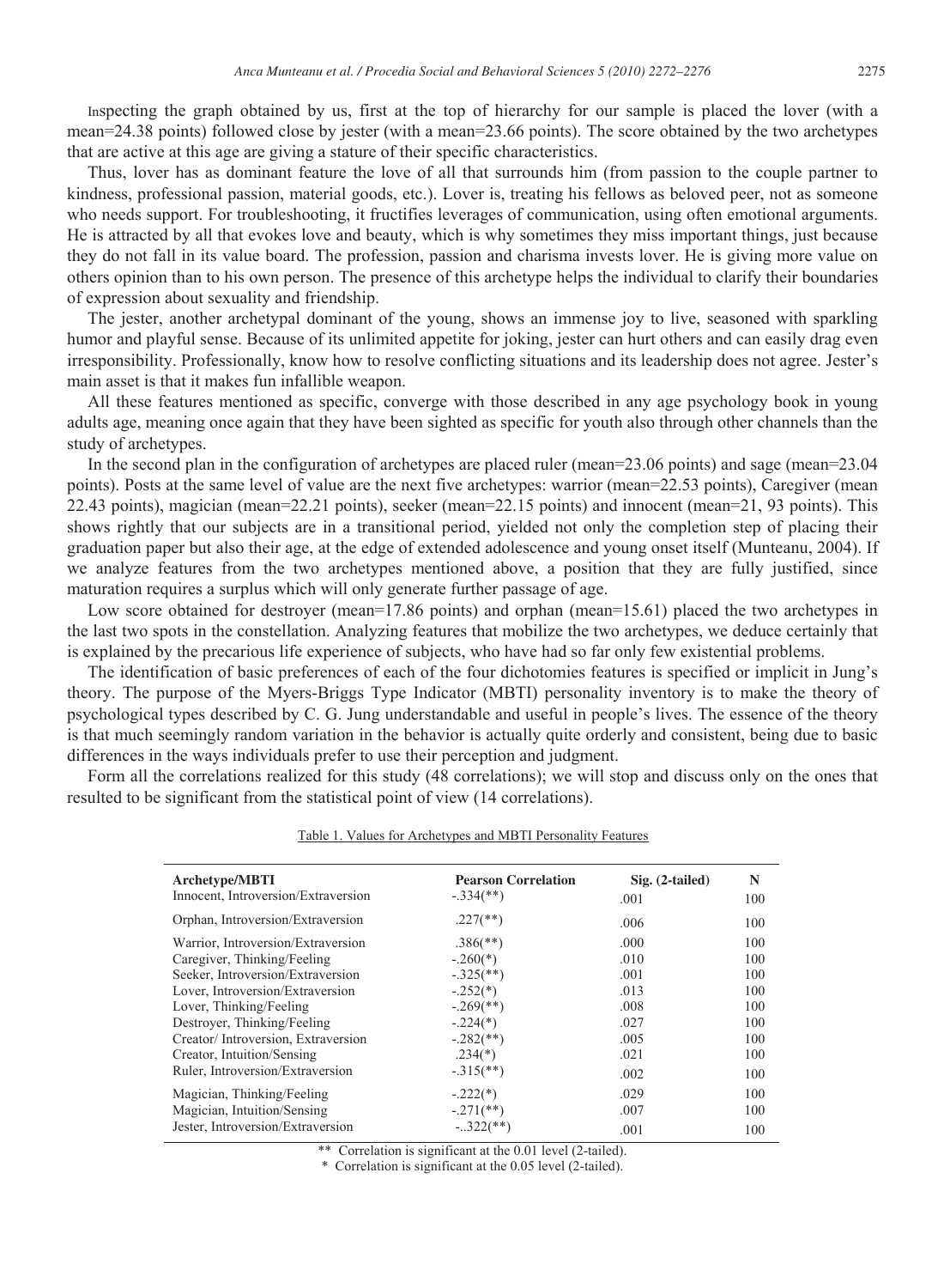Inspecting the graph obtained by us, first at the top of hierarchy for our sample is placed the lover (with a mean=24.38 points) followed close by jester (with a mean=23.66 points). The score obtained by the two archetypes that are active at this age are giving a stature of their specific characteristics.

Thus, lover has as dominant feature the love of all that surrounds him (from passion to the couple partner to kindness, professional passion, material goods, etc.). Lover is, treating his fellows as beloved peer, not as someone who needs support. For troubleshooting, it fructifies leverages of communication, using often emotional arguments. He is attracted by all that evokes love and beauty, which is why sometimes they miss important things, just because they do not fall in its value board. The profession, passion and charisma invests lover. He is giving more value on others opinion than to his own person. The presence of this archetype helps the individual to clarify their boundaries of expression about sexuality and friendship.

The jester, another archetypal dominant of the young, shows an immense joy to live, seasoned with sparkling humor and playful sense. Because of its unlimited appetite for joking, jester can hurt others and can easily drag even irresponsibility. Professionally, know how to resolve conflicting situations and its leadership does not agree. Jester's main asset is that it makes fun infallible weapon.

All these features mentioned as specific, converge with those described in any age psychology book in young adults age, meaning once again that they have been sighted as specific for youth also through other channels than the study of archetypes.

In the second plan in the configuration of archetypes are placed ruler (mean=23.06 points) and sage (mean=23.04 points). Posts at the same level of value are the next five archetypes: warrior (mean=22.53 points), Caregiver (mean 22.43 points), magician (mean=22.21 points), seeker (mean=22.15 points) and innocent (mean=21, 93 points). This shows rightly that our subjects are in a transitional period, yielded not only the completion step of placing their graduation paper but also their age, at the edge of extended adolescence and young onset itself (Munteanu, 2004). If we analyze features from the two archetypes mentioned above, a position that they are fully justified, since maturation requires a surplus which will only generate further passage of age.

Low score obtained for destroyer (mean=17.86 points) and orphan (mean=15.61) placed the two archetypes in the last two spots in the constellation. Analyzing features that mobilize the two archetypes, we deduce certainly that is explained by the precarious life experience of subjects, who have had so far only few existential problems.

The identification of basic preferences of each of the four dichotomies features is specified or implicit in Jung's theory. The purpose of the Myers-Briggs Type Indicator (MBTI) personality inventory is to make the theory of psychological types described by C. G. Jung understandable and useful in people's lives. The essence of the theory is that much seemingly random variation in the behavior is actually quite orderly and consistent, being due to basic differences in the ways individuals prefer to use their perception and judgment.

Form all the correlations realized for this study (48 correlations); we will stop and discuss only on the ones that resulted to be significant from the statistical point of view (14 correlations).

Table 1. Values for Archetypes and MBTI Personality Features

| Archetype/MBTI | Pearson Correlation | Sig. (2-tailed) | N |
|---|---|---|---|
| Innocent, Introversion/Extraversion | -.334(**) | .001 | 100 |
| Orphan, Introversion/Extraversion | .227(**) | .006 | 100 |
| Warrior, Introversion/Extraversion | .386(**) | .000 | 100 |
| Caregiver, Thinking/Feeling | -.260(*) | .010 | 100 |
| Seeker, Introversion/Extraversion | -.325(**) | .001 | 100 |
| Lover, Introversion/Extraversion | -.252(*) | .013 | 100 |
| Lover, Thinking/Feeling | -.269(**) | .008 | 100 |
| Destroyer, Thinking/Feeling | -.224(*) | .027 | 100 |
| Creator/ Introversion, Extraversion | -.282(**) | .005 | 100 |
| Creator, Intuition/Sensing | .234(*) | .021 | 100 |
| Ruler, Introversion/Extraversion | -.315(**) | .002 | 100 |
| Magician, Thinking/Feeling | -.222(*) | .029 | 100 |
| Magician, Intuition/Sensing | -.271(**) | .007 | 100 |
| Jester, Introversion/Extraversion | -..322(**) | .001 | 100 |

** Correlation is significant at the 0.01 level (2-tailed).

\* Correlation is significant at the 0.05 level (2-tailed).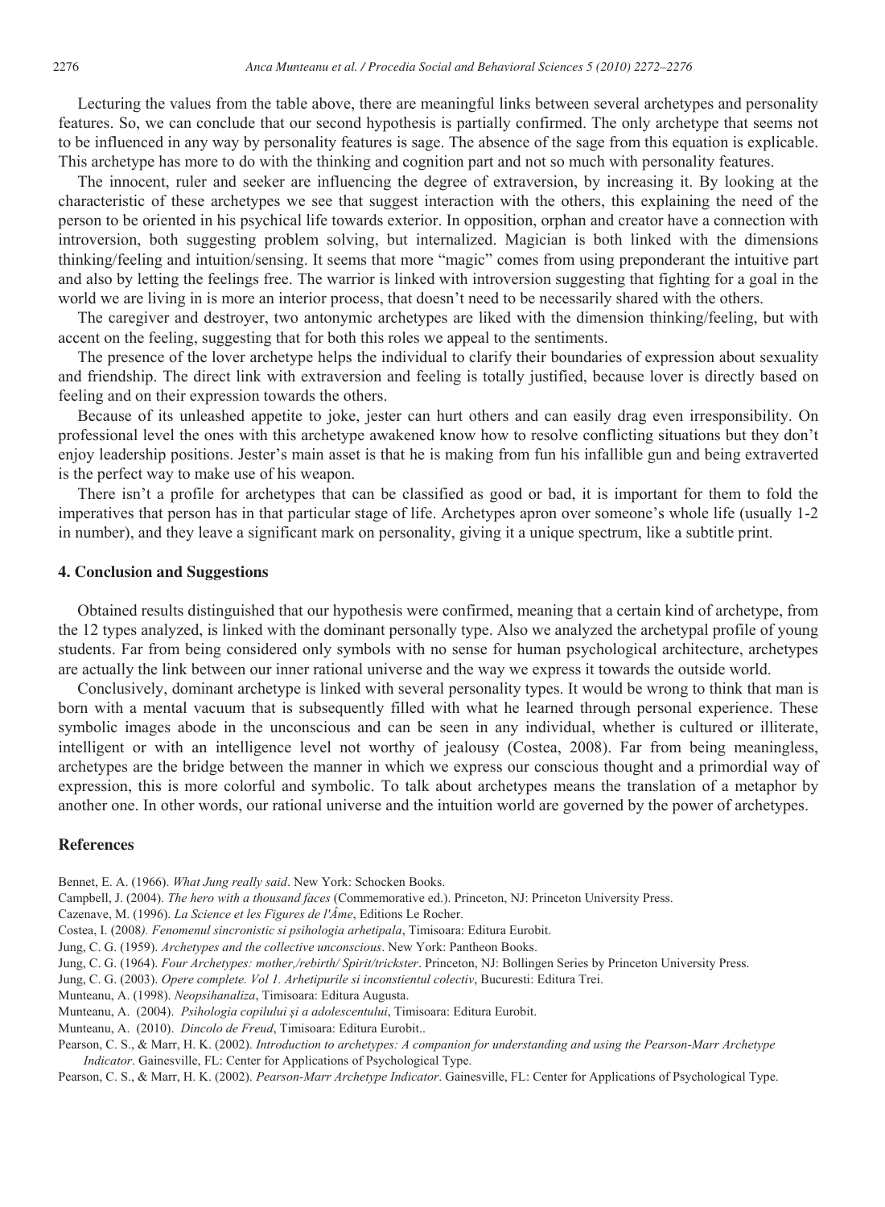Lecturing the values from the table above, there are meaningful links between several archetypes and personality features. So, we can conclude that our second hypothesis is partially confirmed. The only archetype that seems not to be influenced in any way by personality features is sage. The absence of the sage from this equation is explicable. This archetype has more to do with the thinking and cognition part and not so much with personality features.

The innocent, ruler and seeker are influencing the degree of extraversion, by increasing it. By looking at the characteristic of these archetypes we see that suggest interaction with the others, this explaining the need of the person to be oriented in his psychical life towards exterior. In opposition, orphan and creator have a connection with introversion, both suggesting problem solving, but internalized. Magician is both linked with the dimensions thinking/feeling and intuition/sensing. It seems that more "magic" comes from using preponderant the intuitive part and also by letting the feelings free. The warrior is linked with introversion suggesting that fighting for a goal in the world we are living in is more an interior process, that doesn't need to be necessarily shared with the others.

The caregiver and destroyer, two antonymic archetypes are liked with the dimension thinking/feeling, but with accent on the feeling, suggesting that for both this roles we appeal to the sentiments.

The presence of the lover archetype helps the individual to clarify their boundaries of expression about sexuality and friendship. The direct link with extraversion and feeling is totally justified, because lover is directly based on feeling and on their expression towards the others.

Because of its unleashed appetite to joke, jester can hurt others and can easily drag even irresponsibility. On professional level the ones with this archetype awakened know how to resolve conflicting situations but they don't enjoy leadership positions. Jester's main asset is that he is making from fun his infallible gun and being extraverted is the perfect way to make use of his weapon.

There isn't a profile for archetypes that can be classified as good or bad, it is important for them to fold the imperatives that person has in that particular stage of life. Archetypes apron over someone's whole life (usually 1-2 in number), and they leave a significant mark on personality, giving it a unique spectrum, like a subtitle print.

## 4. Conclusion and Suggestions

Obtained results distinguished that our hypothesis were confirmed, meaning that a certain kind of archetype, from the 12 types analyzed, is linked with the dominant personally type. Also we analyzed the archetypal profile of young students. Far from being considered only symbols with no sense for human psychological architecture, archetypes are actually the link between our inner rational universe and the way we express it towards the outside world.

Conclusively, dominant archetype is linked with several personality types. It would be wrong to think that man is born with a mental vacuum that is subsequently filled with what he learned through personal experience. These symbolic images abode in the unconscious and can be seen in any individual, whether is cultured or illiterate, intelligent or with an intelligence level not worthy of jealousy (Costea, 2008). Far from being meaningless, archetypes are the bridge between the manner in which we express our conscious thought and a primordial way of expression, this is more colorful and symbolic. To talk about archetypes means the translation of a metaphor by another one. In other words, our rational universe and the intuition world are governed by the power of archetypes.

## References

Bennet, E. A. (1966). *What Jung really said*. New York: Schocken Books.

Campbell, J. (2004). *The hero with a thousand faces* (Commemorative ed.). Princeton, NJ: Princeton University Press.

Cazenave, M. (1996). *La Science et les Figures de l'Âme*, Editions Le Rocher.

Costea, I. (2008*). Fenomenul sincronistic si psihologia arhetipala*, Timisoara: Editura Eurobit.

Jung, C. G. (1959). *Archetypes and the collective unconscious*. New York: Pantheon Books.

Jung, C. G. (1964). *Four Archetypes: mother,/rebirth/ Spirit/trickster*. Princeton, NJ: Bollingen Series by Princeton University Press.

Jung, C. G. (2003). *Opere complete. Vol 1. Arhetipurile si inconstientul colectiv*, Bucuresti: Editura Trei.

Munteanu, A. (1998). *Neopsihanaliza*, Timisoara: Editura Augusta.

Munteanu, A. (2004). *Psihologia copilului şi a adolescentului*, Timisoara: Editura Eurobit.

Munteanu, A. (2010). *Dincolo de Freud*, Timisoara: Editura Eurobit..

Pearson, C. S., & Marr, H. K. (2002). *Introduction to archetypes: A companion for understanding and using the Pearson-Marr Archetype Indicator*. Gainesville, FL: Center for Applications of Psychological Type.

Pearson, C. S., & Marr, H. K. (2002). *Pearson-Marr Archetype Indicator*. Gainesville, FL: Center for Applications of Psychological Type.